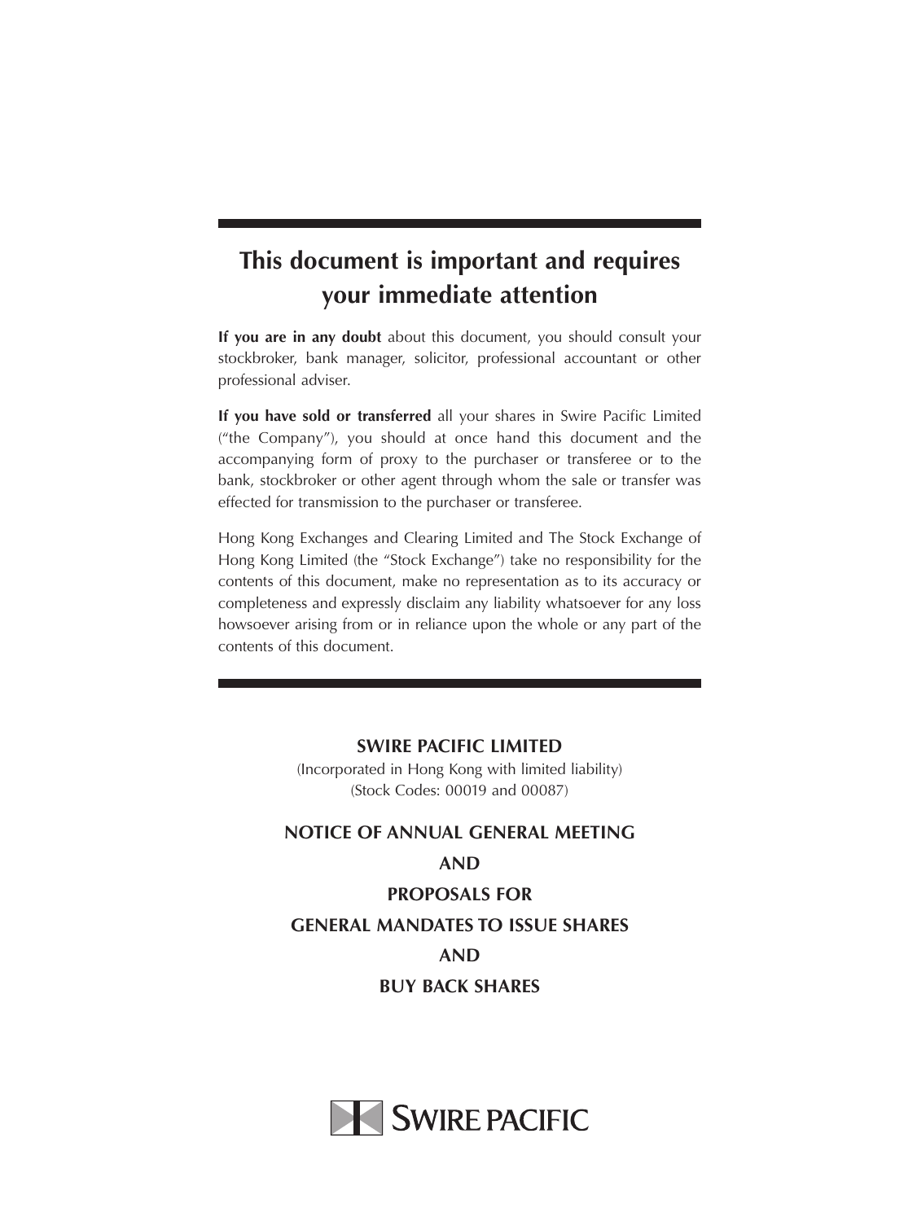# This document is important and requires your immediate attention

**If you are in any doubt** about this document, you should consult your stockbroker, bank manager, solicitor, professional accountant or other professional adviser.

**If you have sold or transferred** all your shares in Swire Pacific Limited ("the Company"), you should at once hand this document and the accompanying form of proxy to the purchaser or transferee or to the bank, stockbroker or other agent through whom the sale or transfer was effected for transmission to the purchaser or transferee.

Hong Kong Exchanges and Clearing Limited and The Stock Exchange of Hong Kong Limited (the "Stock Exchange") take no responsibility for the contents of this document, make no representation as to its accuracy or completeness and expressly disclaim any liability whatsoever for any loss howsoever arising from or in reliance upon the whole or any part of the contents of this document.

**SWIRE PACIFIC LIMITED**

(Incorporated in Hong Kong with limited liability)

(Stock Codes: 00019 and 00087)

## NOTICE OF ANNUAL GENERAL MEETING AND PROPOSALS FOR GENERAL MANDATES TO ISSUE SHARES AND BUY BACK SHARES

SWIRE PACIFIC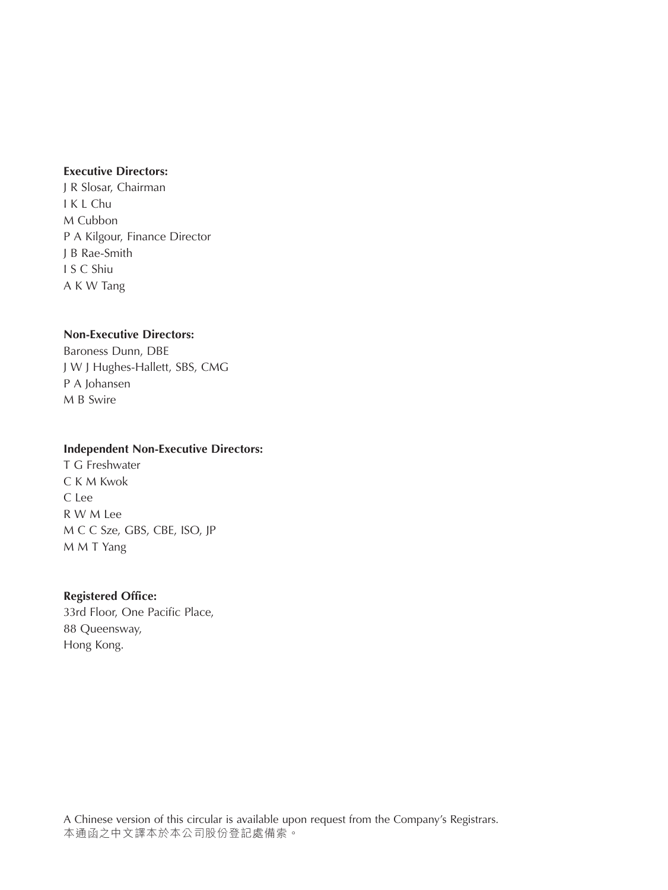**Executive Directors:**
J R Slosar, Chairman
I K L Chu
M Cubbon
P A Kilgour, Finance Director
J B Rae-Smith
I S C Shiu
A K W Tang

**Non-Executive Directors:**
Baroness Dunn, DBE
J W J Hughes-Hallett, SBS, CMG
P A Johansen
M B Swire

**Independent Non-Executive Directors:**
T G Freshwater
C K M Kwok
C Lee
R W M Lee
M C C Sze, GBS, CBE, ISO, JP
M M T Yang

**Registered Office:**
33rd Floor, One Pacific Place,
88 Queensway,
Hong Kong.

A Chinese version of this circular is available upon request from the Company's Registrars.
本通函之中文譯本於本公司股份登記處備索。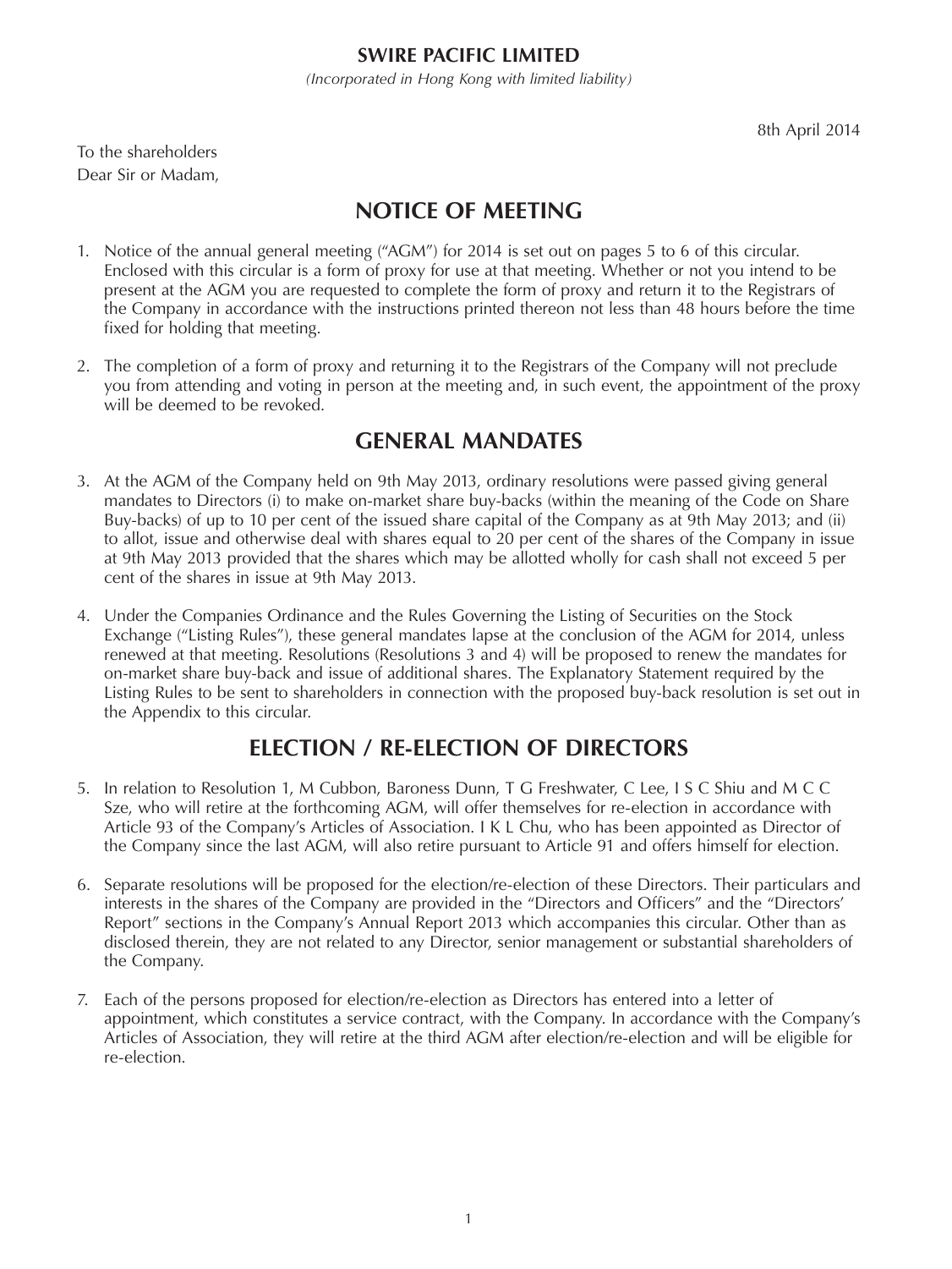**SWIRE PACIFIC LIMITED**

*(Incorporated in Hong Kong with limited liability)*

8th April 2014

To the shareholders
Dear Sir or Madam,

## NOTICE OF MEETING

1. Notice of the annual general meeting ("AGM") for 2014 is set out on pages 5 to 6 of this circular. Enclosed with this circular is a form of proxy for use at that meeting. Whether or not you intend to be present at the AGM you are requested to complete the form of proxy and return it to the Registrars of the Company in accordance with the instructions printed thereon not less than 48 hours before the time fixed for holding that meeting.

2. The completion of a form of proxy and returning it to the Registrars of the Company will not preclude you from attending and voting in person at the meeting and, in such event, the appointment of the proxy will be deemed to be revoked.

## GENERAL MANDATES

3. At the AGM of the Company held on 9th May 2013, ordinary resolutions were passed giving general mandates to Directors (i) to make on-market share buy-backs (within the meaning of the Code on Share Buy-backs) of up to 10 per cent of the issued share capital of the Company as at 9th May 2013; and (ii) to allot, issue and otherwise deal with shares equal to 20 per cent of the shares of the Company in issue at 9th May 2013 provided that the shares which may be allotted wholly for cash shall not exceed 5 per cent of the shares in issue at 9th May 2013.

4. Under the Companies Ordinance and the Rules Governing the Listing of Securities on the Stock Exchange ("Listing Rules"), these general mandates lapse at the conclusion of the AGM for 2014, unless renewed at that meeting. Resolutions (Resolutions 3 and 4) will be proposed to renew the mandates for on-market share buy-back and issue of additional shares. The Explanatory Statement required by the Listing Rules to be sent to shareholders in connection with the proposed buy-back resolution is set out in the Appendix to this circular.

## ELECTION / RE-ELECTION OF DIRECTORS

5. In relation to Resolution 1, M Cubbon, Baroness Dunn, T G Freshwater, C Lee, I S C Shiu and M C C Sze, who will retire at the forthcoming AGM, will offer themselves for re-election in accordance with Article 93 of the Company's Articles of Association. I K L Chu, who has been appointed as Director of the Company since the last AGM, will also retire pursuant to Article 91 and offers himself for election.

6. Separate resolutions will be proposed for the election/re-election of these Directors. Their particulars and interests in the shares of the Company are provided in the "Directors and Officers" and the "Directors' Report" sections in the Company's Annual Report 2013 which accompanies this circular. Other than as disclosed therein, they are not related to any Director, senior management or substantial shareholders of the Company.

7. Each of the persons proposed for election/re-election as Directors has entered into a letter of appointment, which constitutes a service contract, with the Company. In accordance with the Company's Articles of Association, they will retire at the third AGM after election/re-election and will be eligible for re-election.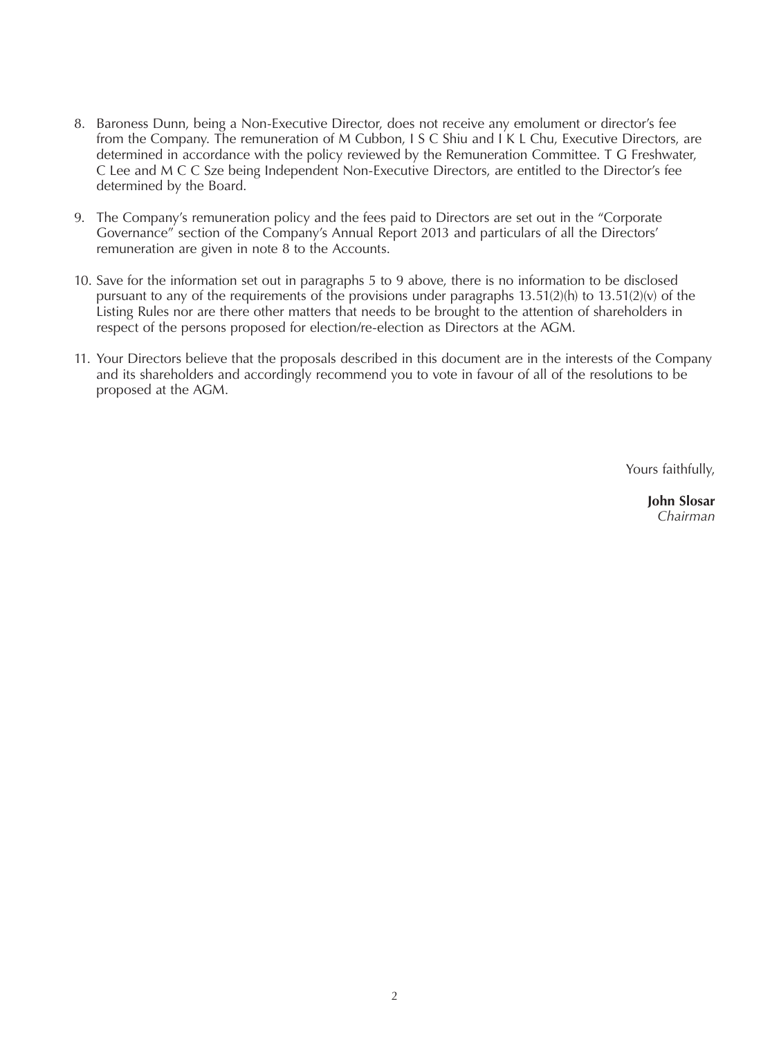8. Baroness Dunn, being a Non-Executive Director, does not receive any emolument or director's fee from the Company. The remuneration of M Cubbon, I S C Shiu and I K L Chu, Executive Directors, are determined in accordance with the policy reviewed by the Remuneration Committee. T G Freshwater, C Lee and M C C Sze being Independent Non-Executive Directors, are entitled to the Director's fee determined by the Board.

9. The Company's remuneration policy and the fees paid to Directors are set out in the "Corporate Governance" section of the Company's Annual Report 2013 and particulars of all the Directors' remuneration are given in note 8 to the Accounts.

10. Save for the information set out in paragraphs 5 to 9 above, there is no information to be disclosed pursuant to any of the requirements of the provisions under paragraphs 13.51(2)(h) to 13.51(2)(v) of the Listing Rules nor are there other matters that needs to be brought to the attention of shareholders in respect of the persons proposed for election/re-election as Directors at the AGM.

11. Your Directors believe that the proposals described in this document are in the interests of the Company and its shareholders and accordingly recommend you to vote in favour of all of the resolutions to be proposed at the AGM.

Yours faithfully,

**John Slosar**
*Chairman*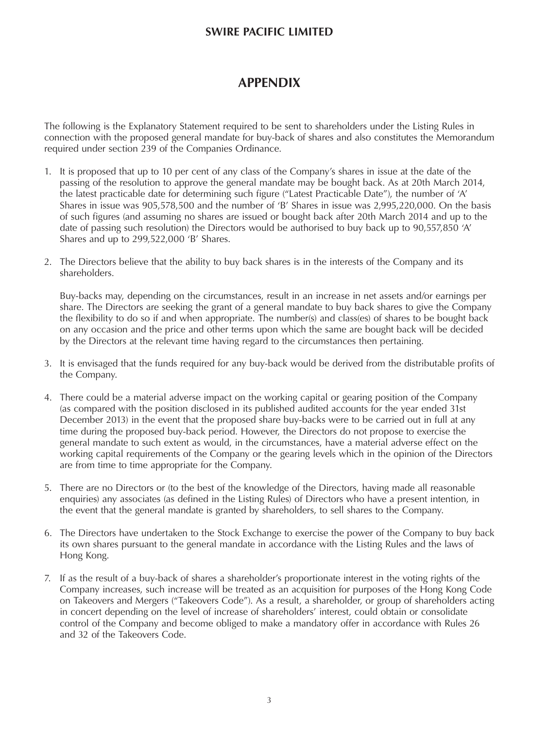# APPENDIX

The following is the Explanatory Statement required to be sent to shareholders under the Listing Rules in connection with the proposed general mandate for buy-back of shares and also constitutes the Memorandum required under section 239 of the Companies Ordinance.

1. It is proposed that up to 10 per cent of any class of the Company's shares in issue at the date of the passing of the resolution to approve the general mandate may be bought back. As at 20th March 2014, the latest practicable date for determining such figure ("Latest Practicable Date"), the number of 'A' Shares in issue was 905,578,500 and the number of 'B' Shares in issue was 2,995,220,000. On the basis of such figures (and assuming no shares are issued or bought back after 20th March 2014 and up to the date of passing such resolution) the Directors would be authorised to buy back up to 90,557,850 'A' Shares and up to 299,522,000 'B' Shares.

2. The Directors believe that the ability to buy back shares is in the interests of the Company and its shareholders.

   Buy-backs may, depending on the circumstances, result in an increase in net assets and/or earnings per share. The Directors are seeking the grant of a general mandate to buy back shares to give the Company the flexibility to do so if and when appropriate. The number(s) and class(es) of shares to be bought back on any occasion and the price and other terms upon which the same are bought back will be decided by the Directors at the relevant time having regard to the circumstances then pertaining.

3. It is envisaged that the funds required for any buy-back would be derived from the distributable profits of the Company.

4. There could be a material adverse impact on the working capital or gearing position of the Company (as compared with the position disclosed in its published audited accounts for the year ended 31st December 2013) in the event that the proposed share buy-backs were to be carried out in full at any time during the proposed buy-back period. However, the Directors do not propose to exercise the general mandate to such extent as would, in the circumstances, have a material adverse effect on the working capital requirements of the Company or the gearing levels which in the opinion of the Directors are from time to time appropriate for the Company.

5. There are no Directors or (to the best of the knowledge of the Directors, having made all reasonable enquiries) any associates (as defined in the Listing Rules) of Directors who have a present intention, in the event that the general mandate is granted by shareholders, to sell shares to the Company.

6. The Directors have undertaken to the Stock Exchange to exercise the power of the Company to buy back its own shares pursuant to the general mandate in accordance with the Listing Rules and the laws of Hong Kong.

7. If as the result of a buy-back of shares a shareholder's proportionate interest in the voting rights of the Company increases, such increase will be treated as an acquisition for purposes of the Hong Kong Code on Takeovers and Mergers ("Takeovers Code"). As a result, a shareholder, or group of shareholders acting in concert depending on the level of increase of shareholders' interest, could obtain or consolidate control of the Company and become obliged to make a mandatory offer in accordance with Rules 26 and 32 of the Takeovers Code.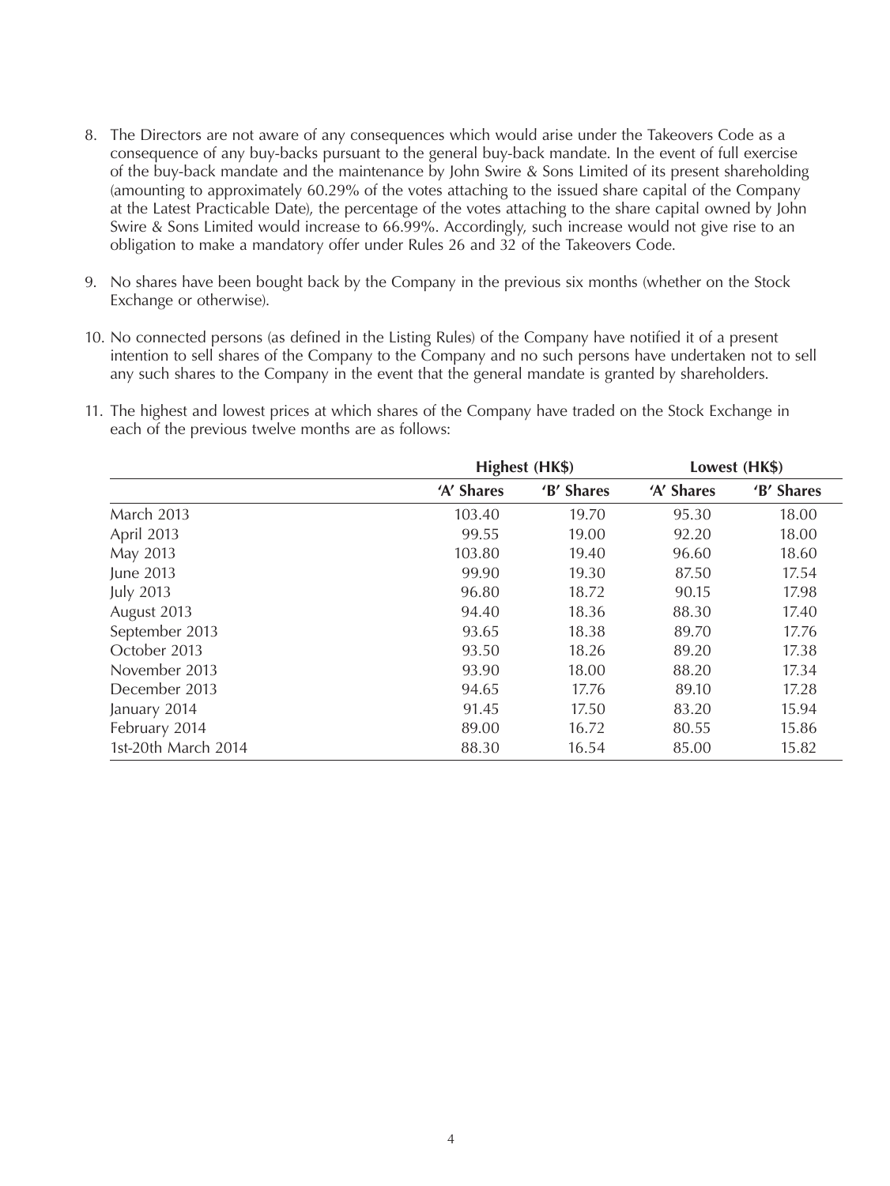8. The Directors are not aware of any consequences which would arise under the Takeovers Code as a consequence of any buy-backs pursuant to the general buy-back mandate. In the event of full exercise of the buy-back mandate and the maintenance by John Swire & Sons Limited of its present shareholding (amounting to approximately 60.29% of the votes attaching to the issued share capital of the Company at the Latest Practicable Date), the percentage of the votes attaching to the share capital owned by John Swire & Sons Limited would increase to 66.99%. Accordingly, such increase would not give rise to an obligation to make a mandatory offer under Rules 26 and 32 of the Takeovers Code.

9. No shares have been bought back by the Company in the previous six months (whether on the Stock Exchange or otherwise).

10. No connected persons (as defined in the Listing Rules) of the Company have notified it of a present intention to sell shares of the Company to the Company and no such persons have undertaken not to sell any such shares to the Company in the event that the general mandate is granted by shareholders.

11. The highest and lowest prices at which shares of the Company have traded on the Stock Exchange in each of the previous twelve months are as follows:

| | **Highest (HK$)** | | **Lowest (HK$)** | |
|---|---|---|---|---|
| | **'A' Shares** | **'B' Shares** | **'A' Shares** | **'B' Shares** |
| March 2013 | 103.40 | 19.70 | 95.30 | 18.00 |
| April 2013 | 99.55 | 19.00 | 92.20 | 18.00 |
| May 2013 | 103.80 | 19.40 | 96.60 | 18.60 |
| June 2013 | 99.90 | 19.30 | 87.50 | 17.54 |
| July 2013 | 96.80 | 18.72 | 90.15 | 17.98 |
| August 2013 | 94.40 | 18.36 | 88.30 | 17.40 |
| September 2013 | 93.65 | 18.38 | 89.70 | 17.76 |
| October 2013 | 93.50 | 18.26 | 89.20 | 17.38 |
| November 2013 | 93.90 | 18.00 | 88.20 | 17.34 |
| December 2013 | 94.65 | 17.76 | 89.10 | 17.28 |
| January 2014 | 91.45 | 17.50 | 83.20 | 15.94 |
| February 2014 | 89.00 | 16.72 | 80.55 | 15.86 |
| 1st-20th March 2014 | 88.30 | 16.54 | 85.00 | 15.82 |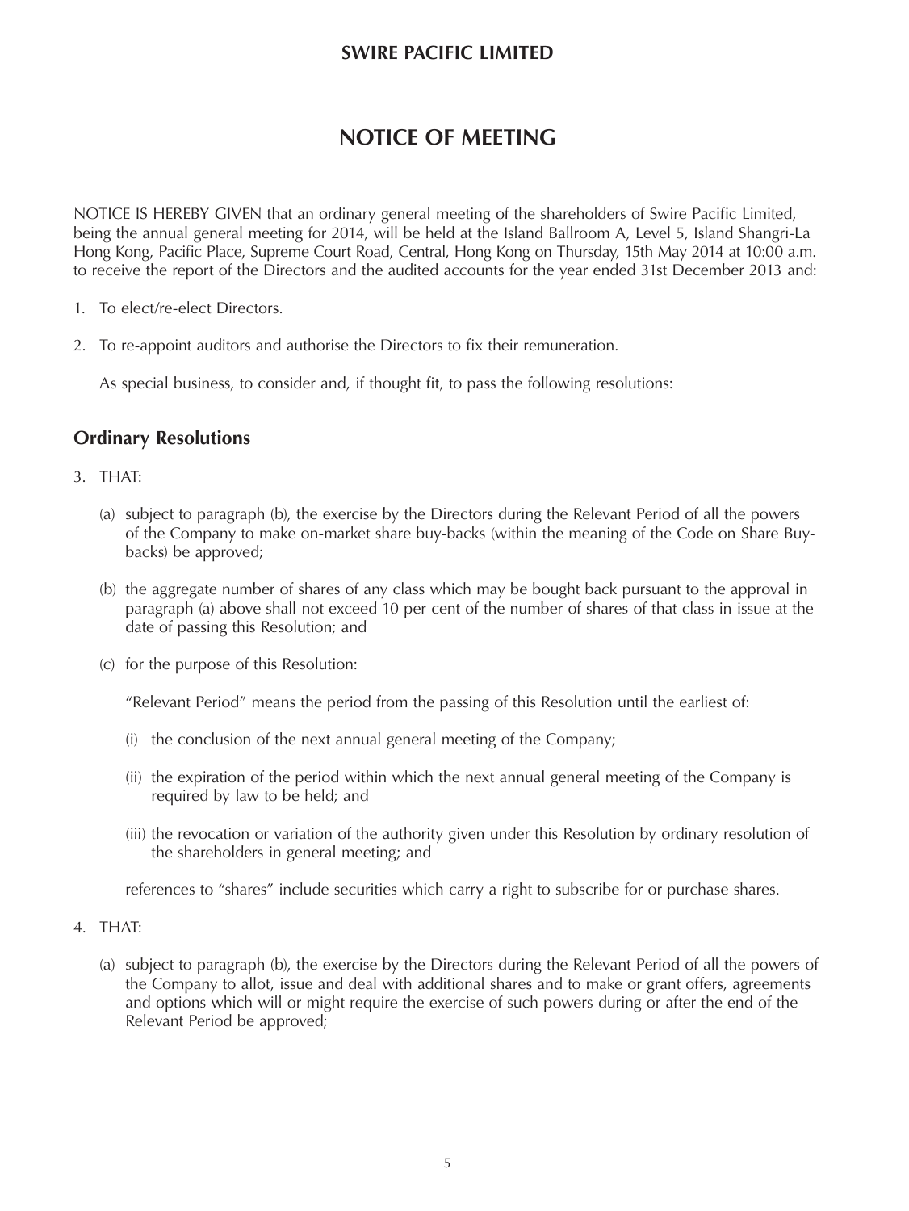**SWIRE PACIFIC LIMITED**

# NOTICE OF MEETING

NOTICE IS HEREBY GIVEN that an ordinary general meeting of the shareholders of Swire Pacific Limited, being the annual general meeting for 2014, will be held at the Island Ballroom A, Level 5, Island Shangri-La Hong Kong, Pacific Place, Supreme Court Road, Central, Hong Kong on Thursday, 15th May 2014 at 10:00 a.m. to receive the report of the Directors and the audited accounts for the year ended 31st December 2013 and:

1. To elect/re-elect Directors.

2. To re-appoint auditors and authorise the Directors to fix their remuneration.

   As special business, to consider and, if thought fit, to pass the following resolutions:

## Ordinary Resolutions

3. THAT:

   (a) subject to paragraph (b), the exercise by the Directors during the Relevant Period of all the powers of the Company to make on-market share buy-backs (within the meaning of the Code on Share Buy-backs) be approved;

   (b) the aggregate number of shares of any class which may be bought back pursuant to the approval in paragraph (a) above shall not exceed 10 per cent of the number of shares of that class in issue at the date of passing this Resolution; and

   (c) for the purpose of this Resolution:

   "Relevant Period" means the period from the passing of this Resolution until the earliest of:

   (i) the conclusion of the next annual general meeting of the Company;

   (ii) the expiration of the period within which the next annual general meeting of the Company is required by law to be held; and

   (iii) the revocation or variation of the authority given under this Resolution by ordinary resolution of the shareholders in general meeting; and

   references to "shares" include securities which carry a right to subscribe for or purchase shares.

4. THAT:

   (a) subject to paragraph (b), the exercise by the Directors during the Relevant Period of all the powers of the Company to allot, issue and deal with additional shares and to make or grant offers, agreements and options which will or might require the exercise of such powers during or after the end of the Relevant Period be approved;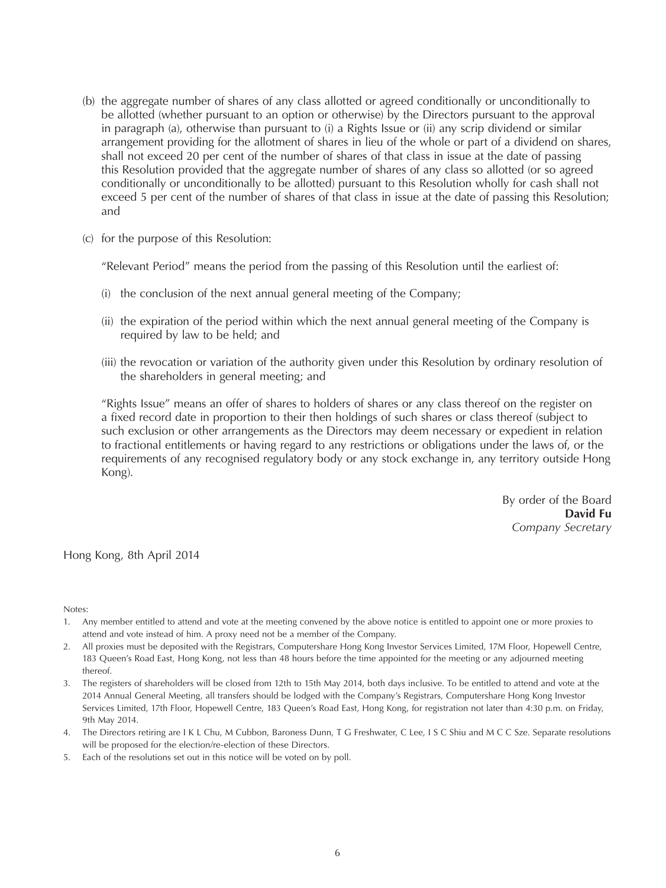(b) the aggregate number of shares of any class allotted or agreed conditionally or unconditionally to be allotted (whether pursuant to an option or otherwise) by the Directors pursuant to the approval in paragraph (a), otherwise than pursuant to (i) a Rights Issue or (ii) any scrip dividend or similar arrangement providing for the allotment of shares in lieu of the whole or part of a dividend on shares, shall not exceed 20 per cent of the number of shares of that class in issue at the date of passing this Resolution provided that the aggregate number of shares of any class so allotted (or so agreed conditionally or unconditionally to be allotted) pursuant to this Resolution wholly for cash shall not exceed 5 per cent of the number of shares of that class in issue at the date of passing this Resolution; and

(c) for the purpose of this Resolution:

"Relevant Period" means the period from the passing of this Resolution until the earliest of:

(i) the conclusion of the next annual general meeting of the Company;

(ii) the expiration of the period within which the next annual general meeting of the Company is required by law to be held; and

(iii) the revocation or variation of the authority given under this Resolution by ordinary resolution of the shareholders in general meeting; and

"Rights Issue" means an offer of shares to holders of shares or any class thereof on the register on a fixed record date in proportion to their then holdings of such shares or class thereof (subject to such exclusion or other arrangements as the Directors may deem necessary or expedient in relation to fractional entitlements or having regard to any restrictions or obligations under the laws of, or the requirements of any recognised regulatory body or any stock exchange in, any territory outside Hong Kong).

By order of the Board
**David Fu**
*Company Secretary*

Hong Kong, 8th April 2014

Notes:

1. Any member entitled to attend and vote at the meeting convened by the above notice is entitled to appoint one or more proxies to attend and vote instead of him. A proxy need not be a member of the Company.
2. All proxies must be deposited with the Registrars, Computershare Hong Kong Investor Services Limited, 17M Floor, Hopewell Centre, 183 Queen's Road East, Hong Kong, not less than 48 hours before the time appointed for the meeting or any adjourned meeting thereof.
3. The registers of shareholders will be closed from 12th to 15th May 2014, both days inclusive. To be entitled to attend and vote at the 2014 Annual General Meeting, all transfers should be lodged with the Company's Registrars, Computershare Hong Kong Investor Services Limited, 17th Floor, Hopewell Centre, 183 Queen's Road East, Hong Kong, for registration not later than 4:30 p.m. on Friday, 9th May 2014.
4. The Directors retiring are I K L Chu, M Cubbon, Baroness Dunn, T G Freshwater, C Lee, I S C Shiu and M C C Sze. Separate resolutions will be proposed for the election/re-election of these Directors.
5. Each of the resolutions set out in this notice will be voted on by poll.